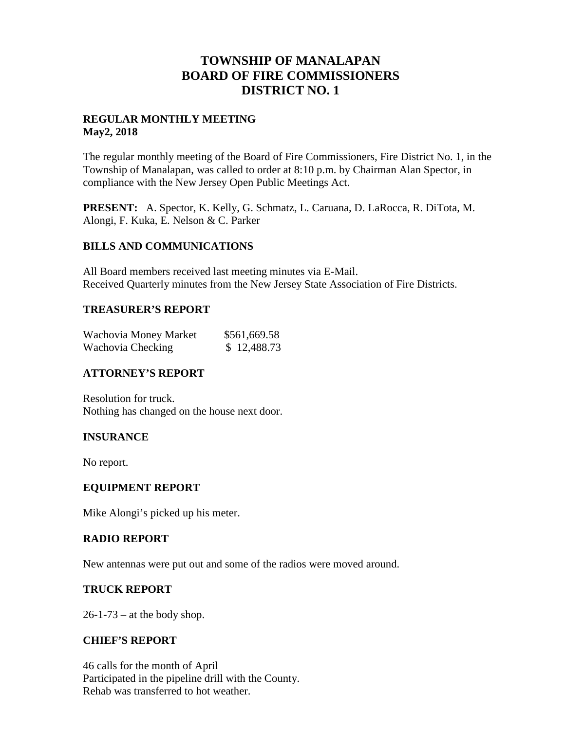# TOWNSHIP OF MANALAPAN
# BOARD OF FIRE COMMISSIONERS
# DISTRICT NO. 1

**REGULAR MONTHLY MEETING**
**May2, 2018**

The regular monthly meeting of the Board of Fire Commissioners, Fire District No. 1, in the Township of Manalapan, was called to order at 8:10 p.m. by Chairman Alan Spector, in compliance with the New Jersey Open Public Meetings Act.

**PRESENT:** A. Spector, K. Kelly, G. Schmatz, L. Caruana, D. LaRocca, R. DiTota, M. Alongi, F. Kuka, E. Nelson & C. Parker

## BILLS AND COMMUNICATIONS

All Board members received last meeting minutes via E-Mail.
Received Quarterly minutes from the New Jersey State Association of Fire Districts.

## TREASURER'S REPORT

| | |
|---|---|
| Wachovia Money Market | $561,669.58 |
| Wachovia Checking | $ 12,488.73 |

## ATTORNEY'S REPORT

Resolution for truck.
Nothing has changed on the house next door.

## INSURANCE

No report.

## EQUIPMENT REPORT

Mike Alongi's picked up his meter.

## RADIO REPORT

New antennas were put out and some of the radios were moved around.

## TRUCK REPORT

26-1-73 – at the body shop.

## CHIEF'S REPORT

46 calls for the month of April
Participated in the pipeline drill with the County.
Rehab was transferred to hot weather.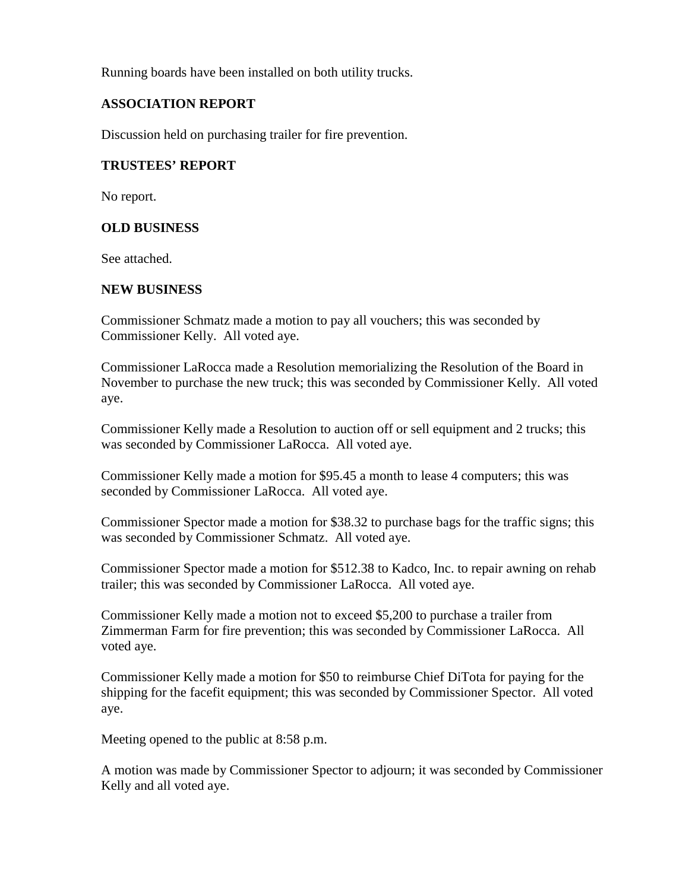Running boards have been installed on both utility trucks.

### ASSOCIATION REPORT

Discussion held on purchasing trailer for fire prevention.

### TRUSTEES' REPORT

No report.

### OLD BUSINESS

See attached.

### NEW BUSINESS

Commissioner Schmatz made a motion to pay all vouchers; this was seconded by Commissioner Kelly. All voted aye.

Commissioner LaRocca made a Resolution memorializing the Resolution of the Board in November to purchase the new truck; this was seconded by Commissioner Kelly. All voted aye.

Commissioner Kelly made a Resolution to auction off or sell equipment and 2 trucks; this was seconded by Commissioner LaRocca. All voted aye.

Commissioner Kelly made a motion for $95.45 a month to lease 4 computers; this was seconded by Commissioner LaRocca. All voted aye.

Commissioner Spector made a motion for $38.32 to purchase bags for the traffic signs; this was seconded by Commissioner Schmatz. All voted aye.

Commissioner Spector made a motion for $512.38 to Kadco, Inc. to repair awning on rehab trailer; this was seconded by Commissioner LaRocca. All voted aye.

Commissioner Kelly made a motion not to exceed $5,200 to purchase a trailer from Zimmerman Farm for fire prevention; this was seconded by Commissioner LaRocca. All voted aye.

Commissioner Kelly made a motion for $50 to reimburse Chief DiTota for paying for the shipping for the facefit equipment; this was seconded by Commissioner Spector. All voted aye.

Meeting opened to the public at 8:58 p.m.

A motion was made by Commissioner Spector to adjourn; it was seconded by Commissioner Kelly and all voted aye.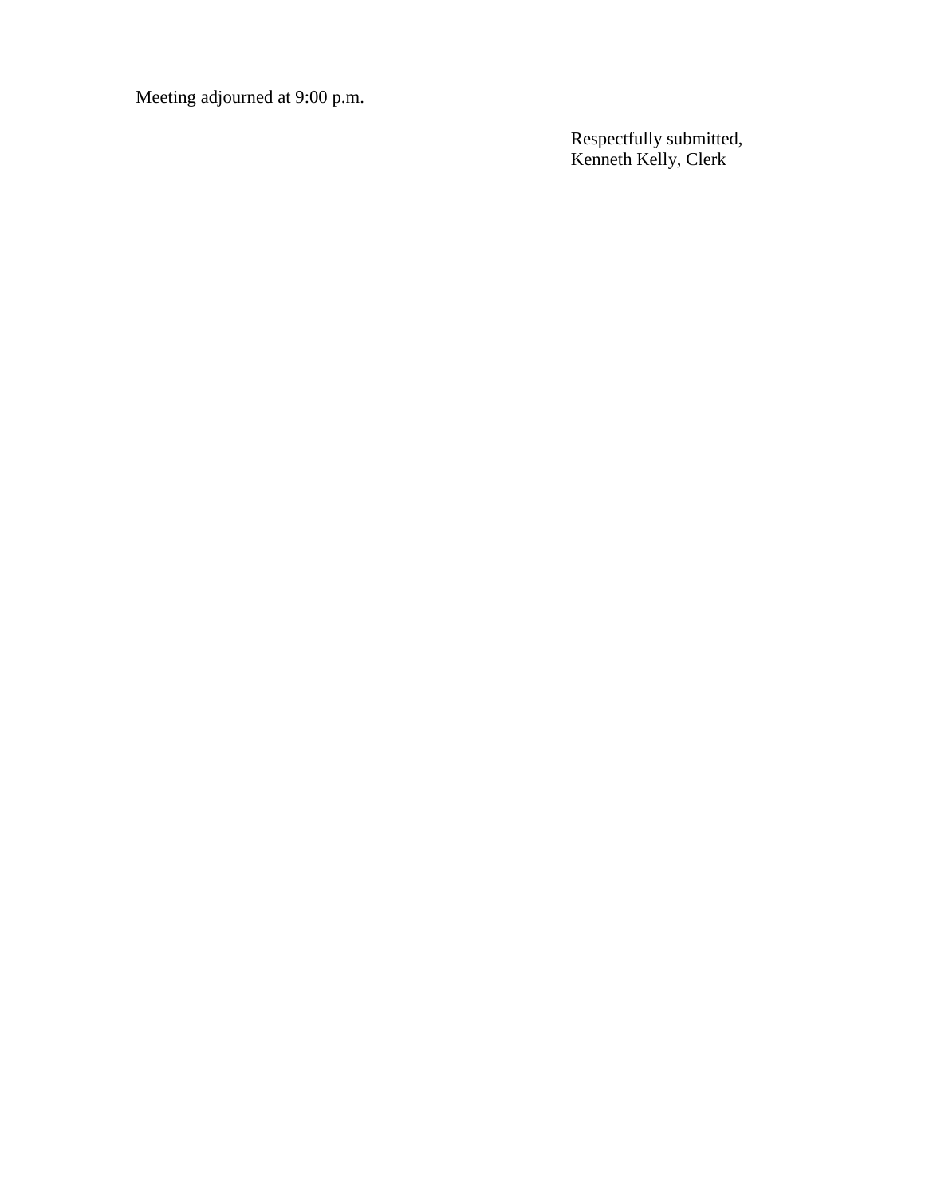Meeting adjourned at 9:00 p.m.

Respectfully submitted,
Kenneth Kelly, Clerk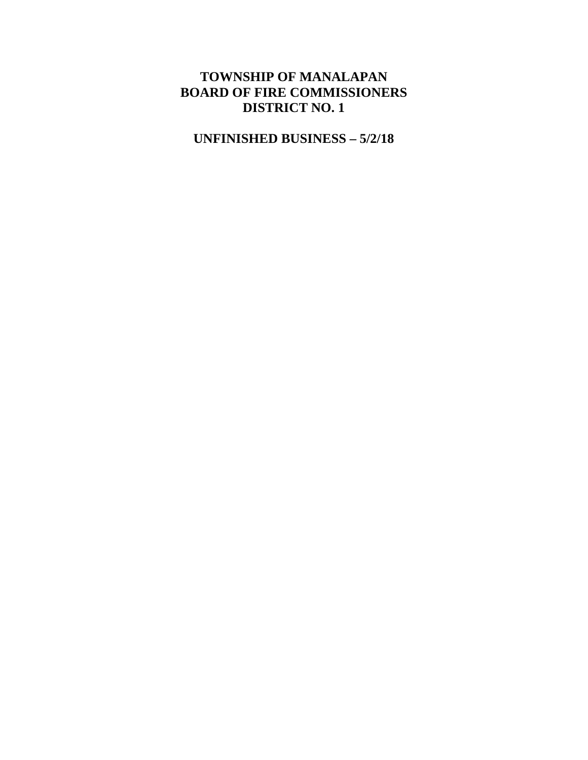# TOWNSHIP OF MANALAPAN
# BOARD OF FIRE COMMISSIONERS
# DISTRICT NO. 1

## UNFINISHED BUSINESS – 5/2/18